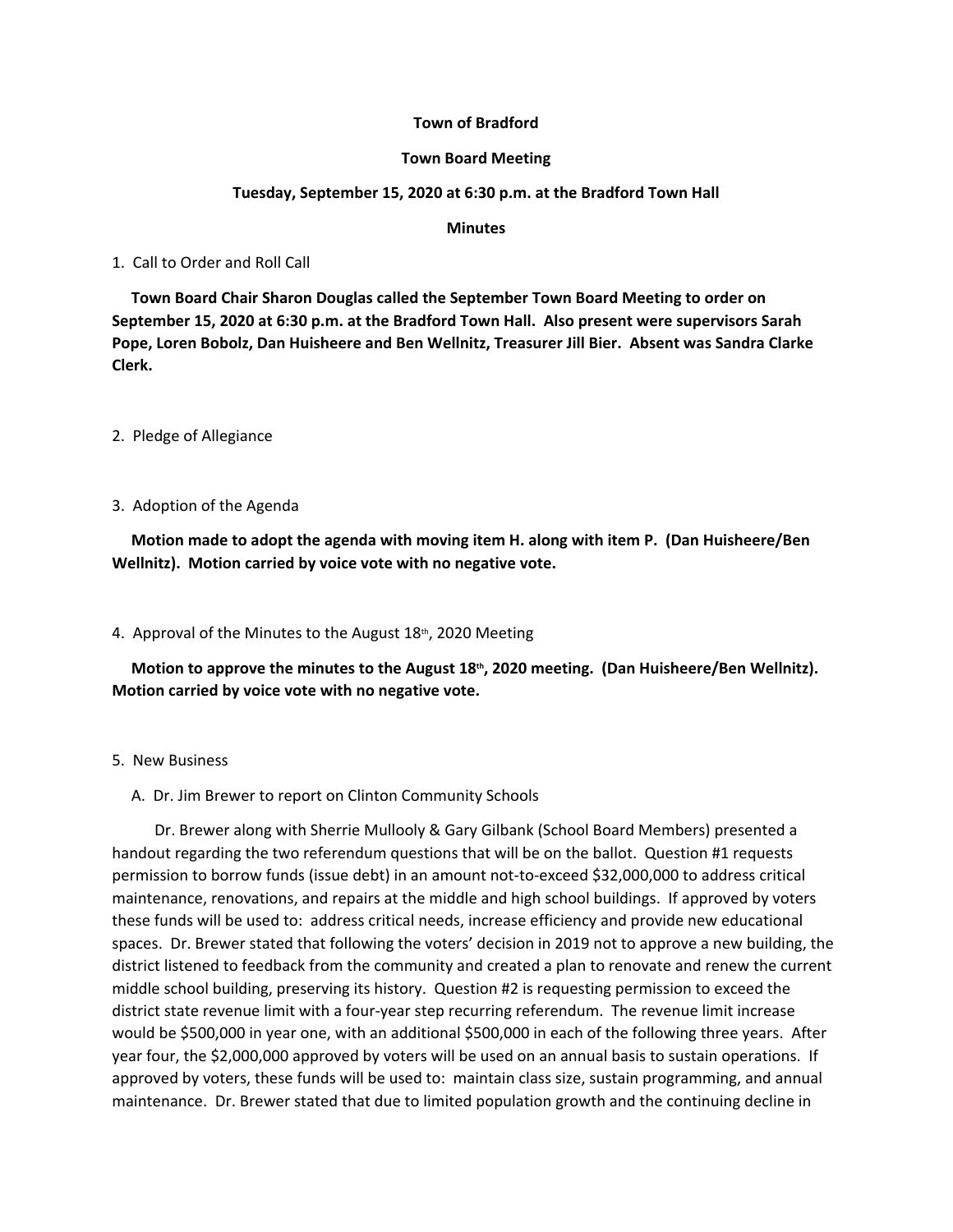**Town of Bradford**

**Town Board Meeting**

**Tuesday, September 15, 2020 at 6:30 p.m. at the Bradford Town Hall**

**Minutes**

1. Call to Order and Roll Call

**Town Board Chair Sharon Douglas called the September Town Board Meeting to order on September 15, 2020 at 6:30 p.m. at the Bradford Town Hall. Also present were supervisors Sarah Pope, Loren Bobolz, Dan Huisheere and Ben Wellnitz, Treasurer Jill Bier. Absent was Sandra Clarke Clerk.**

2. Pledge of Allegiance

3. Adoption of the Agenda

**Motion made to adopt the agenda with moving item H. along with item P. (Dan Huisheere/Ben Wellnitz). Motion carried by voice vote with no negative vote.**

4. Approval of the Minutes to the August 18th, 2020 Meeting

**Motion to approve the minutes to the August 18th, 2020 meeting. (Dan Huisheere/Ben Wellnitz). Motion carried by voice vote with no negative vote.**

5. New Business

A. Dr. Jim Brewer to report on Clinton Community Schools

Dr. Brewer along with Sherrie Mullooly & Gary Gilbank (School Board Members) presented a handout regarding the two referendum questions that will be on the ballot. Question #1 requests permission to borrow funds (issue debt) in an amount not-to-exceed $32,000,000 to address critical maintenance, renovations, and repairs at the middle and high school buildings. If approved by voters these funds will be used to: address critical needs, increase efficiency and provide new educational spaces. Dr. Brewer stated that following the voters' decision in 2019 not to approve a new building, the district listened to feedback from the community and created a plan to renovate and renew the current middle school building, preserving its history. Question #2 is requesting permission to exceed the district state revenue limit with a four-year step recurring referendum. The revenue limit increase would be $500,000 in year one, with an additional $500,000 in each of the following three years. After year four, the $2,000,000 approved by voters will be used on an annual basis to sustain operations. If approved by voters, these funds will be used to: maintain class size, sustain programming, and annual maintenance. Dr. Brewer stated that due to limited population growth and the continuing decline in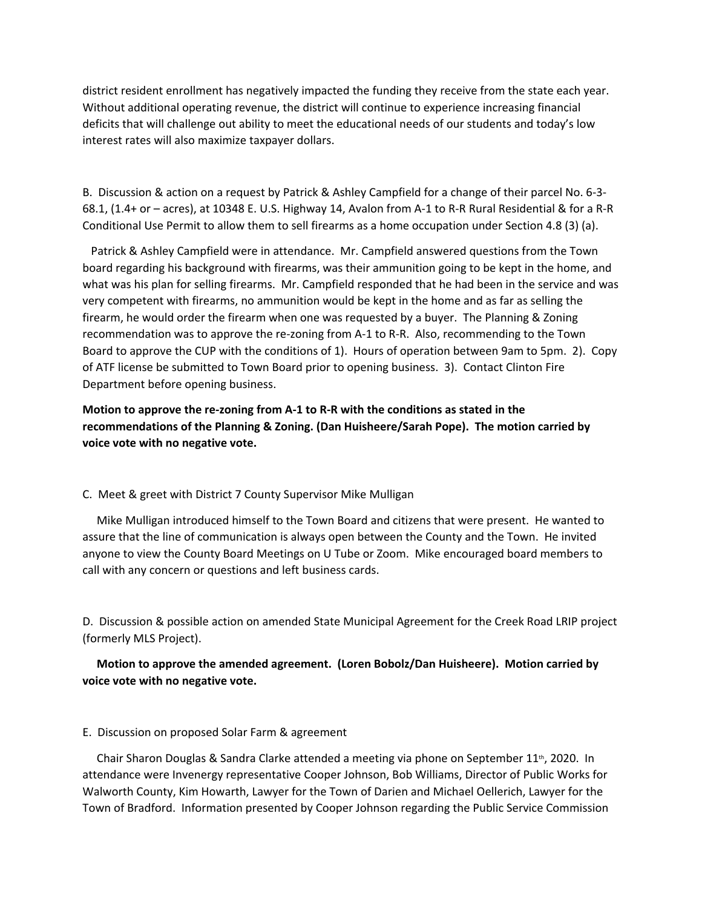district resident enrollment has negatively impacted the funding they receive from the state each year. Without additional operating revenue, the district will continue to experience increasing financial deficits that will challenge out ability to meet the educational needs of our students and today's low interest rates will also maximize taxpayer dollars.

B. Discussion & action on a request by Patrick & Ashley Campfield for a change of their parcel No. 6-3-68.1, (1.4+ or – acres), at 10348 E. U.S. Highway 14, Avalon from A-1 to R-R Rural Residential & for a R-R Conditional Use Permit to allow them to sell firearms as a home occupation under Section 4.8 (3) (a).

Patrick & Ashley Campfield were in attendance. Mr. Campfield answered questions from the Town board regarding his background with firearms, was their ammunition going to be kept in the home, and what was his plan for selling firearms. Mr. Campfield responded that he had been in the service and was very competent with firearms, no ammunition would be kept in the home and as far as selling the firearm, he would order the firearm when one was requested by a buyer. The Planning & Zoning recommendation was to approve the re-zoning from A-1 to R-R. Also, recommending to the Town Board to approve the CUP with the conditions of 1). Hours of operation between 9am to 5pm. 2). Copy of ATF license be submitted to Town Board prior to opening business. 3). Contact Clinton Fire Department before opening business.

**Motion to approve the re-zoning from A-1 to R-R with the conditions as stated in the recommendations of the Planning & Zoning. (Dan Huisheere/Sarah Pope). The motion carried by voice vote with no negative vote.**

C. Meet & greet with District 7 County Supervisor Mike Mulligan

Mike Mulligan introduced himself to the Town Board and citizens that were present. He wanted to assure that the line of communication is always open between the County and the Town. He invited anyone to view the County Board Meetings on U Tube or Zoom. Mike encouraged board members to call with any concern or questions and left business cards.

D. Discussion & possible action on amended State Municipal Agreement for the Creek Road LRIP project (formerly MLS Project).

**Motion to approve the amended agreement. (Loren Bobolz/Dan Huisheere). Motion carried by voice vote with no negative vote.**

E. Discussion on proposed Solar Farm & agreement

Chair Sharon Douglas & Sandra Clarke attended a meeting via phone on September 11th, 2020. In attendance were Invenergy representative Cooper Johnson, Bob Williams, Director of Public Works for Walworth County, Kim Howarth, Lawyer for the Town of Darien and Michael Oellerich, Lawyer for the Town of Bradford. Information presented by Cooper Johnson regarding the Public Service Commission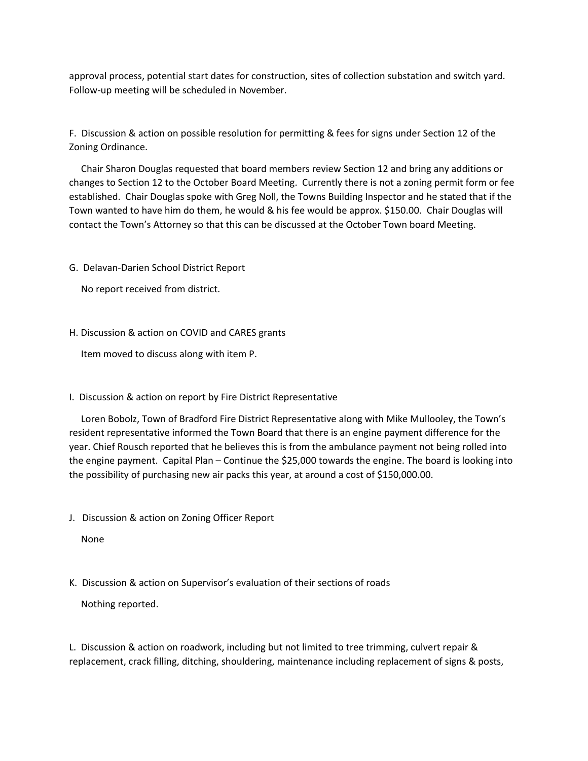approval process, potential start dates for construction, sites of collection substation and switch yard. Follow-up meeting will be scheduled in November.

F. Discussion & action on possible resolution for permitting & fees for signs under Section 12 of the Zoning Ordinance.

Chair Sharon Douglas requested that board members review Section 12 and bring any additions or changes to Section 12 to the October Board Meeting. Currently there is not a zoning permit form or fee established. Chair Douglas spoke with Greg Noll, the Towns Building Inspector and he stated that if the Town wanted to have him do them, he would & his fee would be approx. $150.00. Chair Douglas will contact the Town's Attorney so that this can be discussed at the October Town board Meeting.

G. Delavan-Darien School District Report

No report received from district.

H. Discussion & action on COVID and CARES grants

Item moved to discuss along with item P.

I. Discussion & action on report by Fire District Representative

Loren Bobolz, Town of Bradford Fire District Representative along with Mike Mullooley, the Town's resident representative informed the Town Board that there is an engine payment difference for the year. Chief Rousch reported that he believes this is from the ambulance payment not being rolled into the engine payment. Capital Plan – Continue the $25,000 towards the engine. The board is looking into the possibility of purchasing new air packs this year, at around a cost of $150,000.00.

J. Discussion & action on Zoning Officer Report

None

K. Discussion & action on Supervisor's evaluation of their sections of roads

Nothing reported.

L. Discussion & action on roadwork, including but not limited to tree trimming, culvert repair & replacement, crack filling, ditching, shouldering, maintenance including replacement of signs & posts,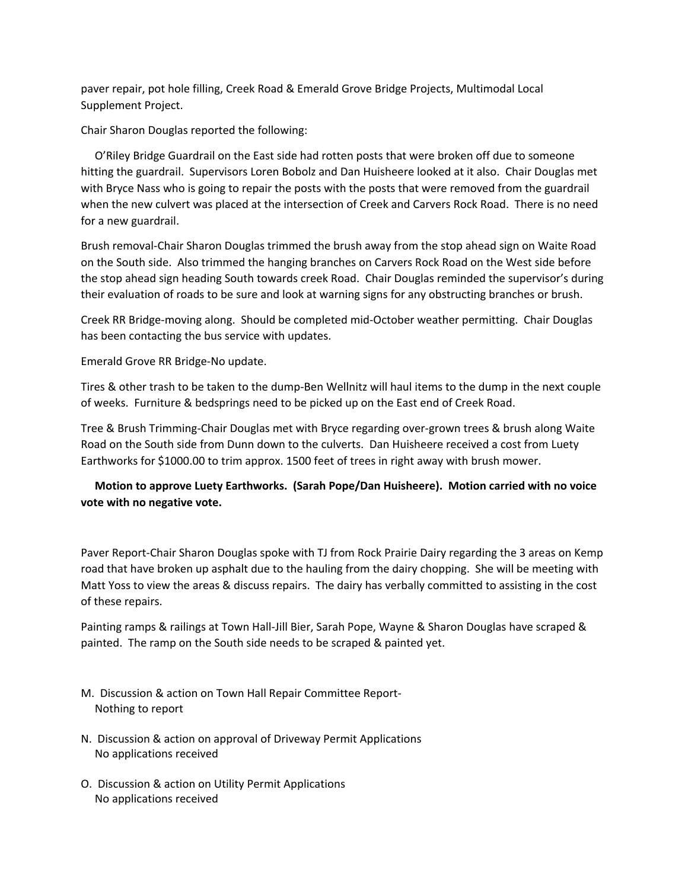paver repair, pot hole filling, Creek Road & Emerald Grove Bridge Projects, Multimodal Local Supplement Project.

Chair Sharon Douglas reported the following:

O'Riley Bridge Guardrail on the East side had rotten posts that were broken off due to someone hitting the guardrail. Supervisors Loren Bobolz and Dan Huisheere looked at it also. Chair Douglas met with Bryce Nass who is going to repair the posts with the posts that were removed from the guardrail when the new culvert was placed at the intersection of Creek and Carvers Rock Road. There is no need for a new guardrail.

Brush removal-Chair Sharon Douglas trimmed the brush away from the stop ahead sign on Waite Road on the South side. Also trimmed the hanging branches on Carvers Rock Road on the West side before the stop ahead sign heading South towards creek Road. Chair Douglas reminded the supervisor's during their evaluation of roads to be sure and look at warning signs for any obstructing branches or brush.

Creek RR Bridge-moving along. Should be completed mid-October weather permitting. Chair Douglas has been contacting the bus service with updates.

Emerald Grove RR Bridge-No update.

Tires & other trash to be taken to the dump-Ben Wellnitz will haul items to the dump in the next couple of weeks. Furniture & bedsprings need to be picked up on the East end of Creek Road.

Tree & Brush Trimming-Chair Douglas met with Bryce regarding over-grown trees & brush along Waite Road on the South side from Dunn down to the culverts. Dan Huisheere received a cost from Luety Earthworks for $1000.00 to trim approx. 1500 feet of trees in right away with brush mower.

**Motion to approve Luety Earthworks. (Sarah Pope/Dan Huisheere). Motion carried with no voice vote with no negative vote.**

Paver Report-Chair Sharon Douglas spoke with TJ from Rock Prairie Dairy regarding the 3 areas on Kemp road that have broken up asphalt due to the hauling from the dairy chopping. She will be meeting with Matt Yoss to view the areas & discuss repairs. The dairy has verbally committed to assisting in the cost of these repairs.

Painting ramps & railings at Town Hall-Jill Bier, Sarah Pope, Wayne & Sharon Douglas have scraped & painted. The ramp on the South side needs to be scraped & painted yet.

M. Discussion & action on Town Hall Repair Committee Report-
   Nothing to report

N. Discussion & action on approval of Driveway Permit Applications
   No applications received

O. Discussion & action on Utility Permit Applications
   No applications received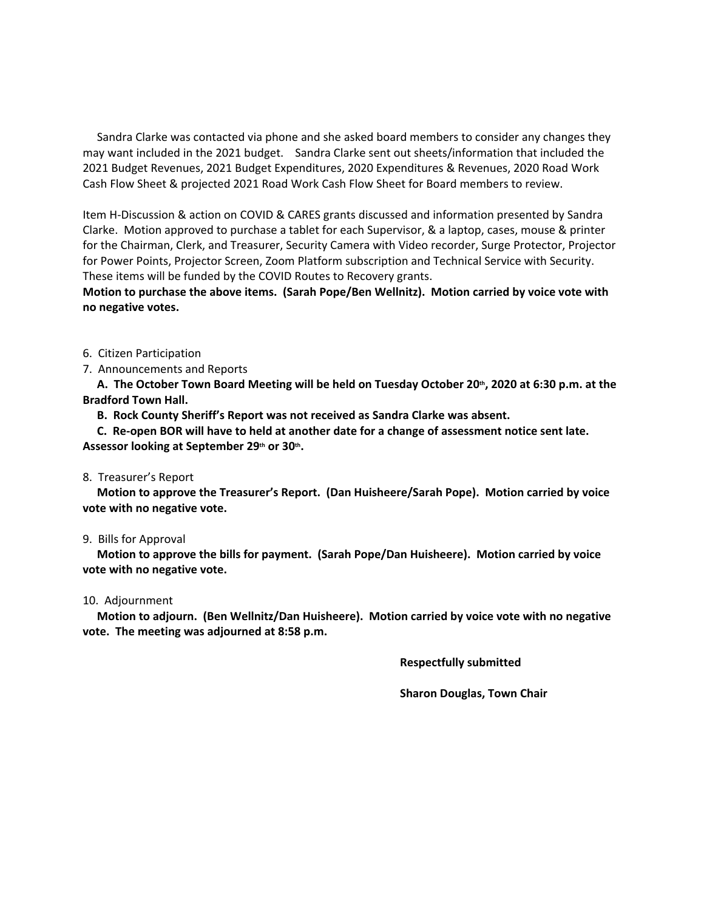Sandra Clarke was contacted via phone and she asked board members to consider any changes they may want included in the 2021 budget. Sandra Clarke sent out sheets/information that included the 2021 Budget Revenues, 2021 Budget Expenditures, 2020 Expenditures & Revenues, 2020 Road Work Cash Flow Sheet & projected 2021 Road Work Cash Flow Sheet for Board members to review.

Item H-Discussion & action on COVID & CARES grants discussed and information presented by Sandra Clarke. Motion approved to purchase a tablet for each Supervisor, & a laptop, cases, mouse & printer for the Chairman, Clerk, and Treasurer, Security Camera with Video recorder, Surge Protector, Projector for Power Points, Projector Screen, Zoom Platform subscription and Technical Service with Security. These items will be funded by the COVID Routes to Recovery grants.

**Motion to purchase the above items. (Sarah Pope/Ben Wellnitz). Motion carried by voice vote with no negative votes.**

6. Citizen Participation
7. Announcements and Reports

**A. The October Town Board Meeting will be held on Tuesday October 20th, 2020 at 6:30 p.m. at the Bradford Town Hall.**

**B. Rock County Sheriff's Report was not received as Sandra Clarke was absent.**

**C. Re-open BOR will have to held at another date for a change of assessment notice sent late. Assessor looking at September 29th or 30th.**

8. Treasurer's Report

**Motion to approve the Treasurer's Report. (Dan Huisheere/Sarah Pope). Motion carried by voice vote with no negative vote.**

9. Bills for Approval

**Motion to approve the bills for payment. (Sarah Pope/Dan Huisheere). Motion carried by voice vote with no negative vote.**

10. Adjournment

**Motion to adjourn. (Ben Wellnitz/Dan Huisheere). Motion carried by voice vote with no negative vote. The meeting was adjourned at 8:58 p.m.**

**Respectfully submitted**

**Sharon Douglas, Town Chair**